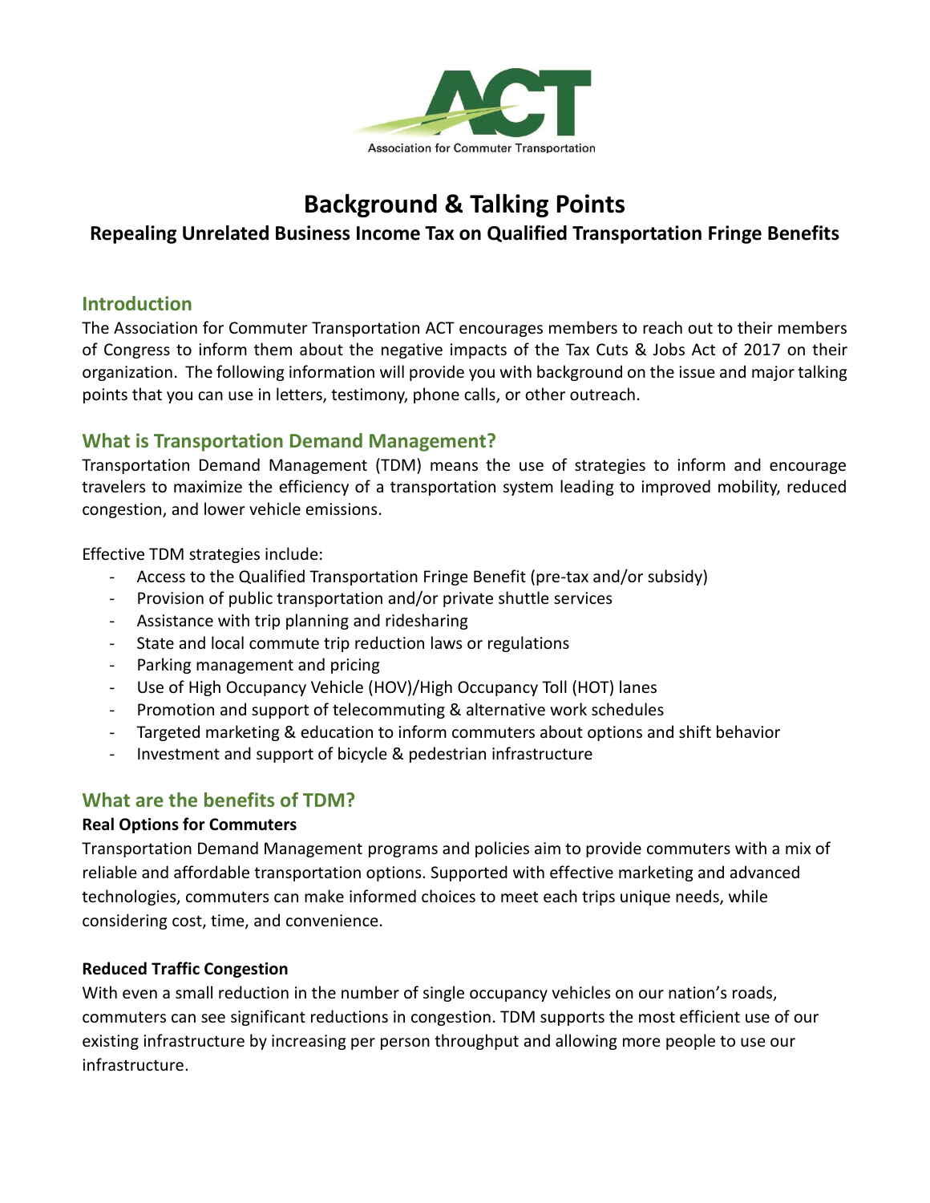ACT

Association for Commuter Transportation

# Background & Talking Points

## Repealing Unrelated Business Income Tax on Qualified Transportation Fringe Benefits

### Introduction

The Association for Commuter Transportation ACT encourages members to reach out to their members of Congress to inform them about the negative impacts of the Tax Cuts & Jobs Act of 2017 on their organization. The following information will provide you with background on the issue and major talking points that you can use in letters, testimony, phone calls, or other outreach.

### What is Transportation Demand Management?

Transportation Demand Management (TDM) means the use of strategies to inform and encourage travelers to maximize the efficiency of a transportation system leading to improved mobility, reduced congestion, and lower vehicle emissions.

Effective TDM strategies include:

- Access to the Qualified Transportation Fringe Benefit (pre-tax and/or subsidy)
- Provision of public transportation and/or private shuttle services
- Assistance with trip planning and ridesharing
- State and local commute trip reduction laws or regulations
- Parking management and pricing
- Use of High Occupancy Vehicle (HOV)/High Occupancy Toll (HOT) lanes
- Promotion and support of telecommuting & alternative work schedules
- Targeted marketing & education to inform commuters about options and shift behavior
- Investment and support of bicycle & pedestrian infrastructure

### What are the benefits of TDM?

**Real Options for Commuters**

Transportation Demand Management programs and policies aim to provide commuters with a mix of reliable and affordable transportation options. Supported with effective marketing and advanced technologies, commuters can make informed choices to meet each trips unique needs, while considering cost, time, and convenience.

**Reduced Traffic Congestion**

With even a small reduction in the number of single occupancy vehicles on our nation's roads, commuters can see significant reductions in congestion. TDM supports the most efficient use of our existing infrastructure by increasing per person throughput and allowing more people to use our infrastructure.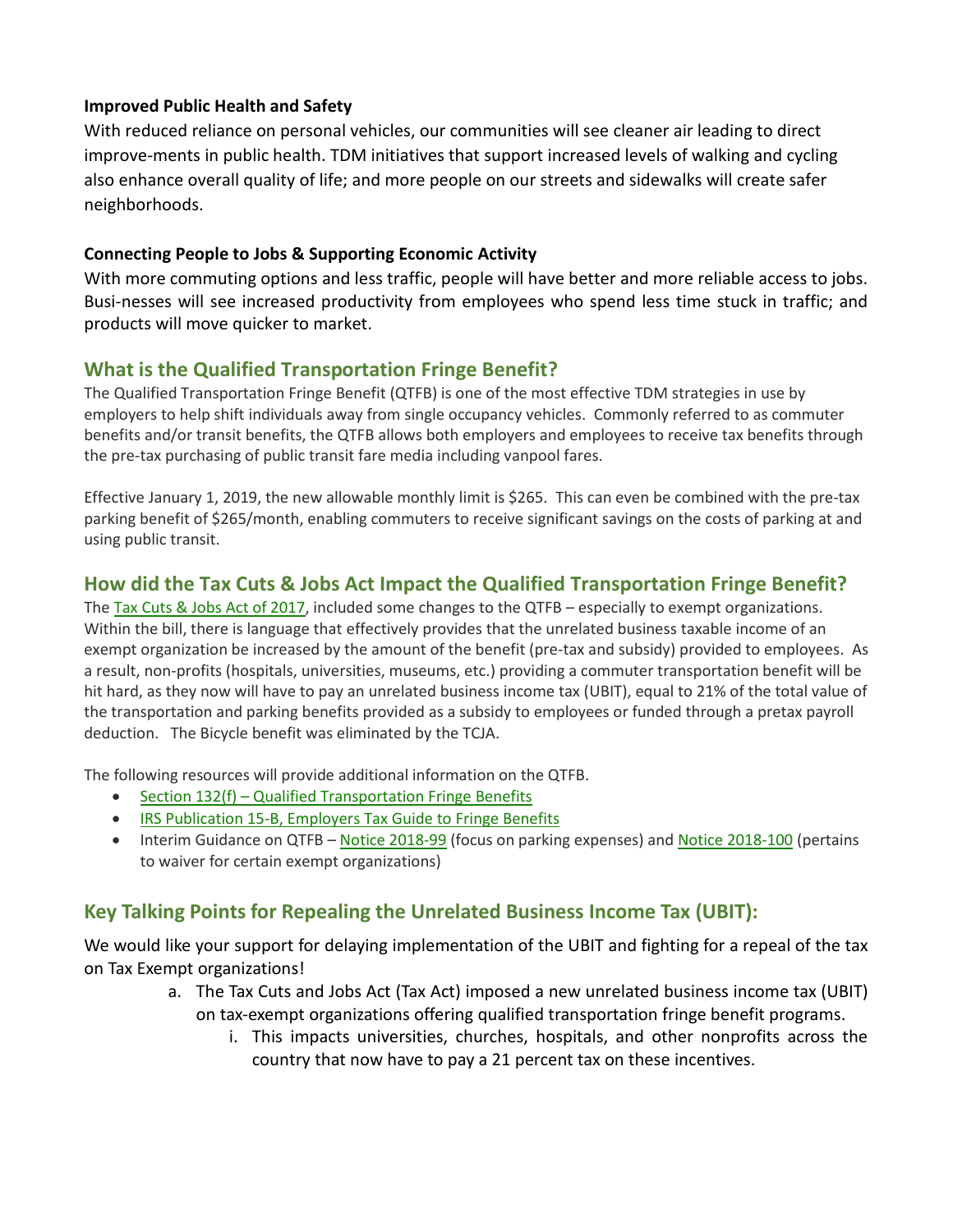**Improved Public Health and Safety**

With reduced reliance on personal vehicles, our communities will see cleaner air leading to direct improve-ments in public health. TDM initiatives that support increased levels of walking and cycling also enhance overall quality of life; and more people on our streets and sidewalks will create safer neighborhoods.

**Connecting People to Jobs & Supporting Economic Activity**

With more commuting options and less traffic, people will have better and more reliable access to jobs. Busi-nesses will see increased productivity from employees who spend less time stuck in traffic; and products will move quicker to market.

## What is the Qualified Transportation Fringe Benefit?

The Qualified Transportation Fringe Benefit (QTFB) is one of the most effective TDM strategies in use by employers to help shift individuals away from single occupancy vehicles. Commonly referred to as commuter benefits and/or transit benefits, the QTFB allows both employers and employees to receive tax benefits through the pre-tax purchasing of public transit fare media including vanpool fares.

Effective January 1, 2019, the new allowable monthly limit is $265. This can even be combined with the pre-tax parking benefit of $265/month, enabling commuters to receive significant savings on the costs of parking at and using public transit.

## How did the Tax Cuts & Jobs Act Impact the Qualified Transportation Fringe Benefit?

The Tax Cuts & Jobs Act of 2017, included some changes to the QTFB – especially to exempt organizations. Within the bill, there is language that effectively provides that the unrelated business taxable income of an exempt organization be increased by the amount of the benefit (pre-tax and subsidy) provided to employees. As a result, non-profits (hospitals, universities, museums, etc.) providing a commuter transportation benefit will be hit hard, as they now will have to pay an unrelated business income tax (UBIT), equal to 21% of the total value of the transportation and parking benefits provided as a subsidy to employees or funded through a pretax payroll deduction. The Bicycle benefit was eliminated by the TCJA.

The following resources will provide additional information on the QTFB.

- Section 132(f) – Qualified Transportation Fringe Benefits
- IRS Publication 15-B, Employers Tax Guide to Fringe Benefits
- Interim Guidance on QTFB – Notice 2018-99 (focus on parking expenses) and Notice 2018-100 (pertains to waiver for certain exempt organizations)

## Key Talking Points for Repealing the Unrelated Business Income Tax (UBIT):

We would like your support for delaying implementation of the UBIT and fighting for a repeal of the tax on Tax Exempt organizations!

a. The Tax Cuts and Jobs Act (Tax Act) imposed a new unrelated business income tax (UBIT) on tax-exempt organizations offering qualified transportation fringe benefit programs.
   i. This impacts universities, churches, hospitals, and other nonprofits across the country that now have to pay a 21 percent tax on these incentives.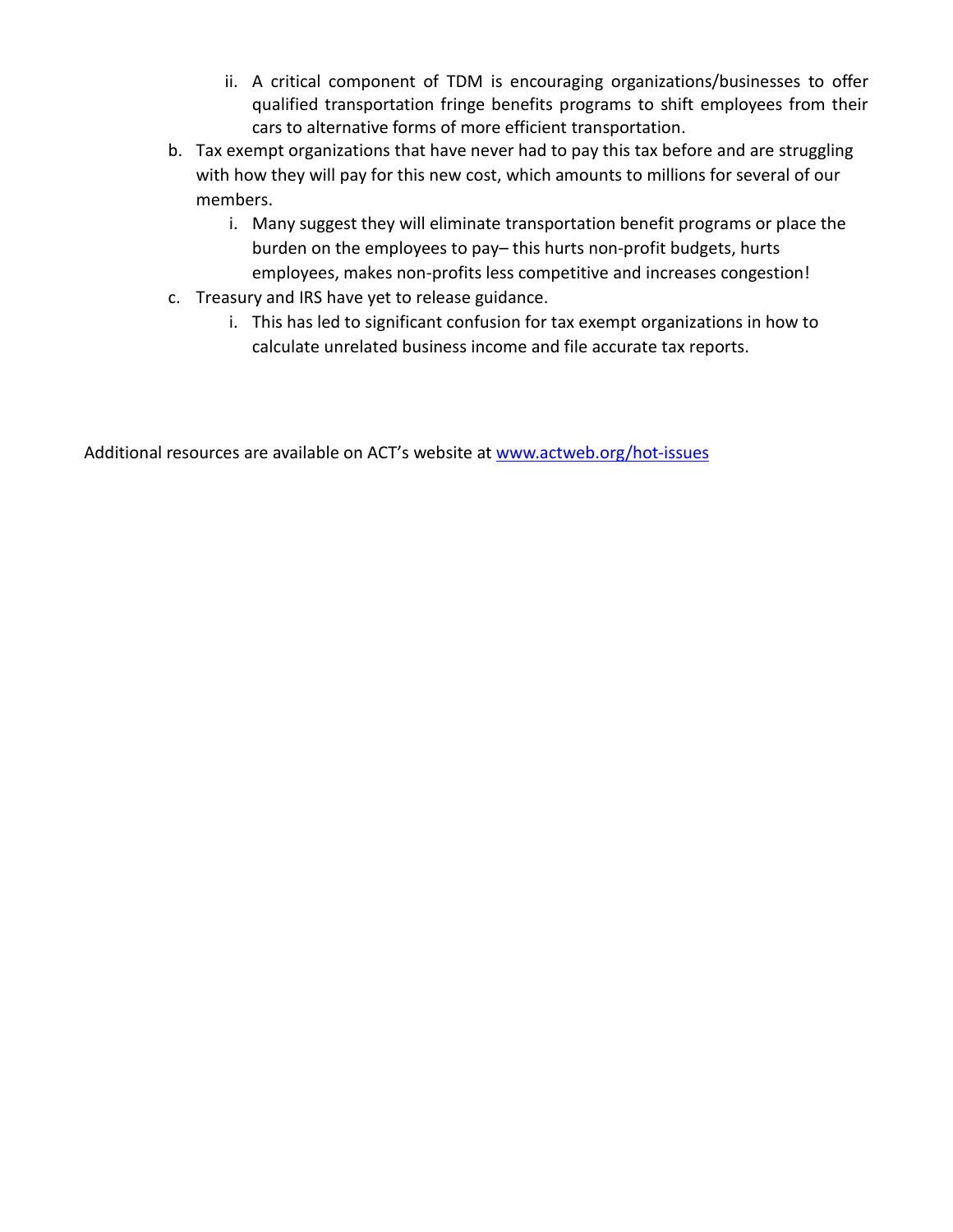ii. A critical component of TDM is encouraging organizations/businesses to offer qualified transportation fringe benefits programs to shift employees from their cars to alternative forms of more efficient transportation.

b. Tax exempt organizations that have never had to pay this tax before and are struggling with how they will pay for this new cost, which amounts to millions for several of our members.
   i. Many suggest they will eliminate transportation benefit programs or place the burden on the employees to pay– this hurts non-profit budgets, hurts employees, makes non-profits less competitive and increases congestion!

c. Treasury and IRS have yet to release guidance.
   i. This has led to significant confusion for tax exempt organizations in how to calculate unrelated business income and file accurate tax reports.

Additional resources are available on ACT's website at [www.actweb.org/hot-issues](http://www.actweb.org/hot-issues)